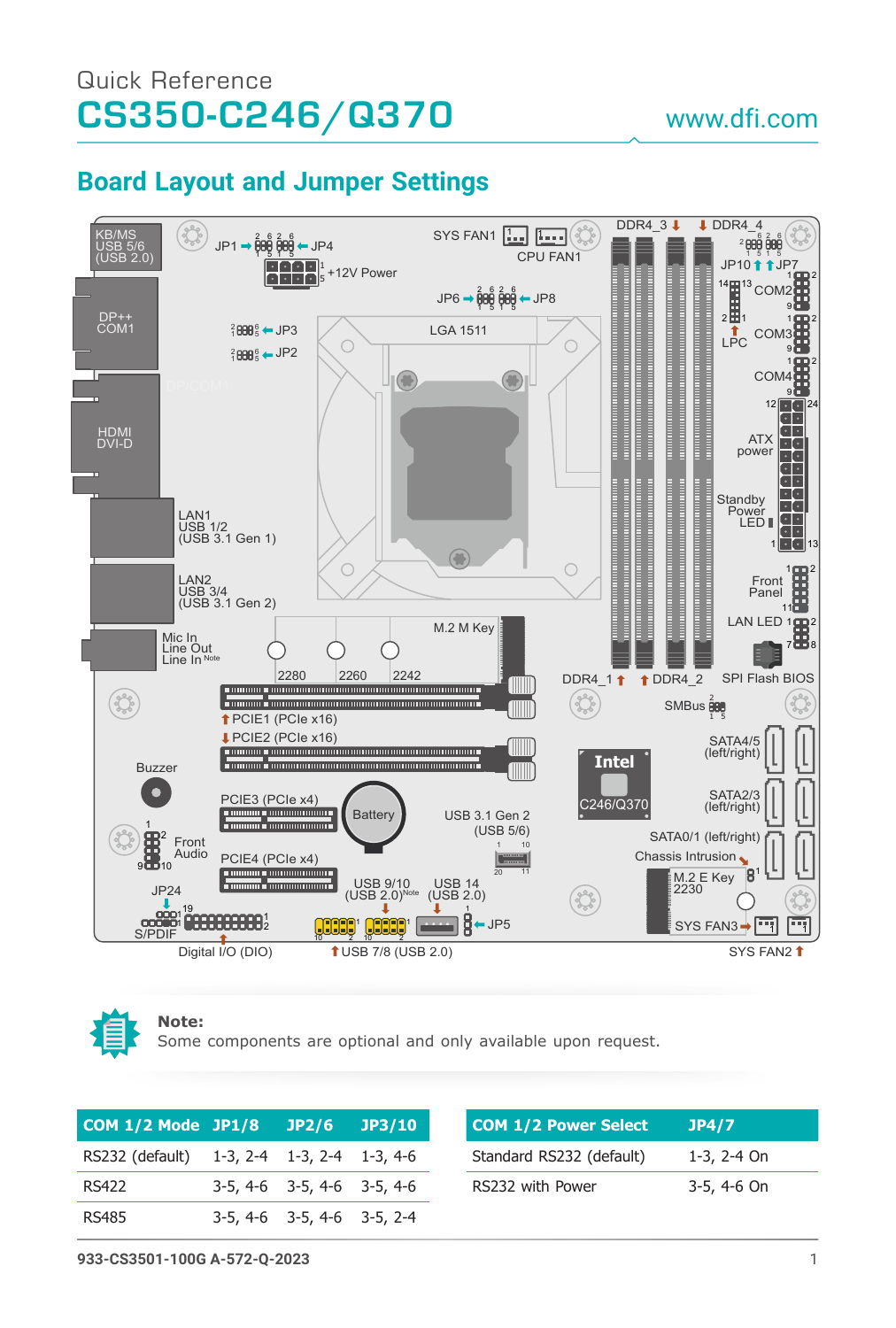Quick Reference

# CS350-C246/Q370

www.dfi.com

## Board Layout and Jumper Settings

KB/MS
USB 5/6
(USB 2.0)

JP1 JP4
+12V Power
SYS FAN1
CPU FAN1
DDR4_3 DDR4_4
JP10 JP7
COM2
LPC
COM3
COM4
ATX power
Standby Power LED
Front Panel
LAN LED
SPI Flash BIOS

DP++
COM1
JP6 JP8
JP3
JP2
LGA 1511
HDMI
DVI-D
LAN1
USB 1/2
(USB 3.1 Gen 1)
LAN2
USB 3/4
(USB 3.1 Gen 2)
Mic In
Line Out
Line In Note
M.2 M Key
2280 2260 2242
DDR4_1 DDR4_2
SMBus
PCIE1 (PCIe x16)
PCIE2 (PCIe x16)
SATA4/5 (left/right)
Intel C246/Q370
SATA2/3 (left/right)
Buzzer
PCIE3 (PCIe x4)
Battery
USB 3.1 Gen 2 (USB 5/6)
SATA0/1 (left/right)
Front Audio
PCIE4 (PCIe x4)
Chassis Intrusion
M.2 E Key 2230
JP24
USB 9/10 (USB 2.0) Note
USB 14 (USB 2.0)
S/PDIF
JP5
SYS FAN3
Digital I/O (DIO)
USB 7/8 (USB 2.0)
SYS FAN2

**Note:**
Some components are optional and only available upon request.

| COM 1/2 Mode | JP1/8 | JP2/6 | JP3/10 |
|---|---|---|---|
| RS232 (default) | 1-3, 2-4 | 1-3, 2-4 | 1-3, 4-6 |
| RS422 | 3-5, 4-6 | 3-5, 4-6 | 3-5, 4-6 |
| RS485 | 3-5, 4-6 | 3-5, 4-6 | 3-5, 2-4 |

| COM 1/2 Power Select | JP4/7 |
|---|---|
| Standard RS232 (default) | 1-3, 2-4 On |
| RS232 with Power | 3-5, 4-6 On |

933-CS3501-100G A-572-Q-2023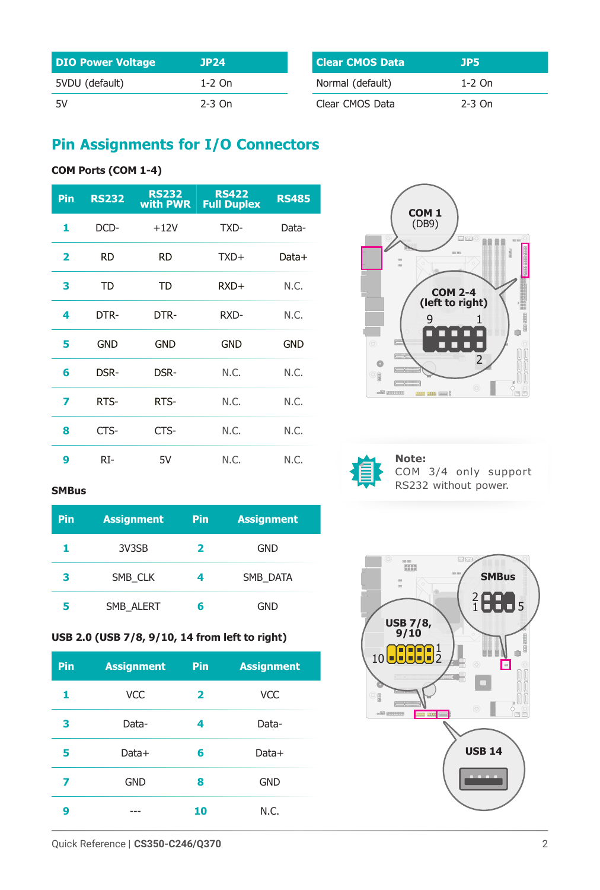| DIO Power Voltage | JP24 |
|---|---|
| 5VDU (default) | 1-2 On |
| 5V | 2-3 On |

| Clear CMOS Data | JP5 |
|---|---|
| Normal (default) | 1-2 On |
| Clear CMOS Data | 2-3 On |

## Pin Assignments for I/O Connectors

### COM Ports (COM 1-4)

| Pin | RS232 | RS232 with PWR | RS422 Full Duplex | RS485 |
|---|---|---|---|---|
| 1 | DCD- | +12V | TXD- | Data- |
| 2 | RD | RD | TXD+ | Data+ |
| 3 | TD | TD | RXD+ | N.C. |
| 4 | DTR- | DTR- | RXD- | N.C. |
| 5 | GND | GND | GND | GND |
| 6 | DSR- | DSR- | N.C. | N.C. |
| 7 | RTS- | RTS- | N.C. | N.C. |
| 8 | CTS- | CTS- | N.C. | N.C. |
| 9 | RI- | 5V | N.C. | N.C. |

COM 1 (DB9)

COM 2-4 (left to right)

9 1

2

**Note:**
COM 3/4 only support RS232 without power.

### SMBus

| Pin | Assignment | Pin | Assignment |
|---|---|---|---|
| 1 | 3V3SB | 2 | GND |
| 3 | SMB_CLK | 4 | SMB_DATA |
| 5 | SMB_ALERT | 6 | GND |

### USB 2.0 (USB 7/8, 9/10, 14 from left to right)

| Pin | Assignment | Pin | Assignment |
|---|---|---|---|
| 1 | VCC | 2 | VCC |
| 3 | Data- | 4 | Data- |
| 5 | Data+ | 6 | Data+ |
| 7 | GND | 8 | GND |
| 9 | --- | 10 | N.C. |

SMBus

2 1 5

USB 7/8, 9/10

10 1 2

USB 14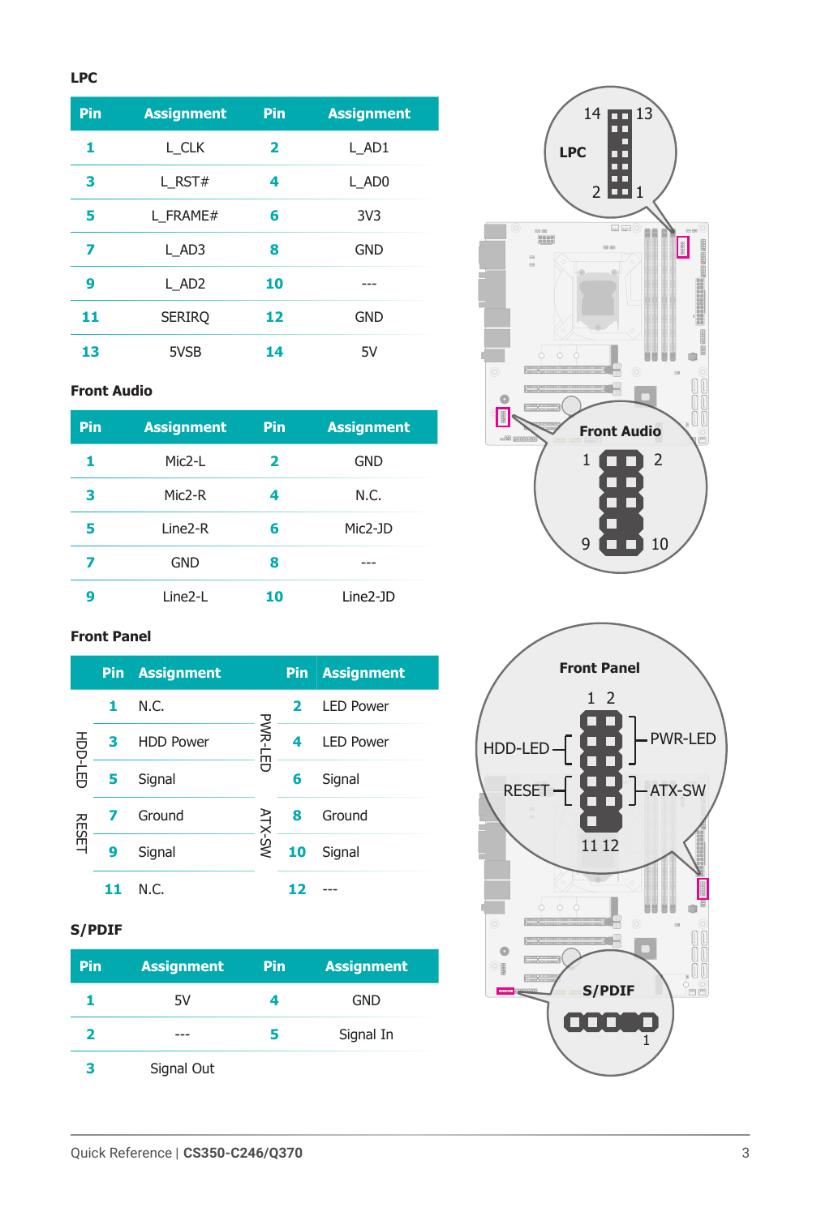### LPC

| Pin | Assignment | Pin | Assignment |
|---|---|---|---|
| 1 | L_CLK | 2 | L_AD1 |
| 3 | L_RST# | 4 | L_AD0 |
| 5 | L_FRAME# | 6 | 3V3 |
| 7 | L_AD3 | 8 | GND |
| 9 | L_AD2 | 10 | --- |
| 11 | SERIRQ | 12 | GND |
| 13 | 5VSB | 14 | 5V |

### Front Audio

| Pin | Assignment | Pin | Assignment |
|---|---|---|---|
| 1 | Mic2-L | 2 | GND |
| 3 | Mic2-R | 4 | N.C. |
| 5 | Line2-R | 6 | Mic2-JD |
| 7 | GND | 8 | --- |
| 9 | Line2-L | 10 | Line2-JD |

### Front Panel

| | Pin | Assignment | | Pin | Assignment |
|---|---|---|---|---|---|
| | 1 | N.C. | PWR-LED | 2 | LED Power |
| HDD-LED | 3 | HDD Power | PWR-LED | 4 | LED Power |
| HDD-LED | 5 | Signal | PWR-LED | 6 | Signal |
| RESET | 7 | Ground | ATX-SW | 8 | Ground |
| RESET | 9 | Signal | ATX-SW | 10 | Signal |
| | 11 | N.C. | | 12 | --- |

### S/PDIF

| Pin | Assignment | Pin | Assignment |
|---|---|---|---|
| 1 | 5V | 4 | GND |
| 2 | --- | 5 | Signal In |
| 3 | Signal Out | | |

LPC
14 13
2 1

Front Audio
1 2
9 10

Front Panel
1 2
HDD-LED
PWR-LED
RESET
ATX-SW
11 12

S/PDIF
1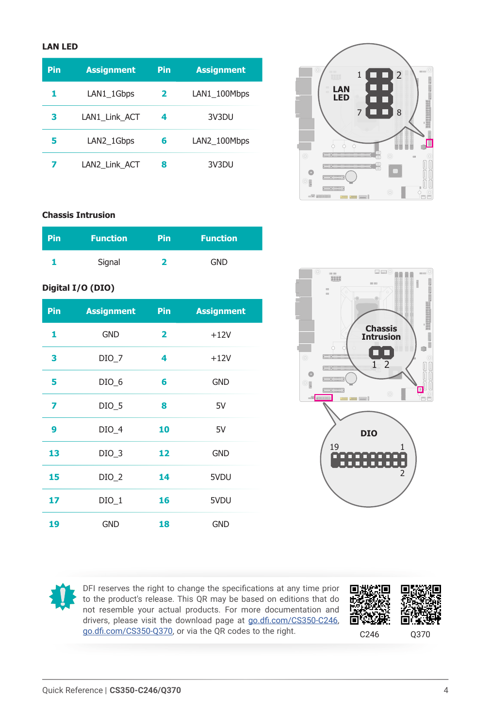### LAN LED

| Pin | Assignment | Pin | Assignment |
|---|---|---|---|
| 1 | LAN1_1Gbps | 2 | LAN1_100Mbps |
| 3 | LAN1_Link_ACT | 4 | 3V3DU |
| 5 | LAN2_1Gbps | 6 | LAN2_100Mbps |
| 7 | LAN2_Link_ACT | 8 | 3V3DU |

### Chassis Intrusion

| Pin | Function | Pin | Function |
|---|---|---|---|
| 1 | Signal | 2 | GND |

### Digital I/O (DIO)

| Pin | Assignment | Pin | Assignment |
|---|---|---|---|
| 1 | GND | 2 | +12V |
| 3 | DIO_7 | 4 | +12V |
| 5 | DIO_6 | 6 | GND |
| 7 | DIO_5 | 8 | 5V |
| 9 | DIO_4 | 10 | 5V |
| 13 | DIO_3 | 12 | GND |
| 15 | DIO_2 | 14 | 5VDU |
| 17 | DIO_1 | 16 | 5VDU |
| 19 | GND | 18 | GND |

LAN LED
1 2
7 8

Chassis Intrusion
1 2

DIO
19 1
2

DFI reserves the right to change the specifications at any time prior to the product's release. This QR may be based on editions that do not resemble your actual products. For more documentation and drivers, please visit the download page at go.dfi.com/CS350-C246, go.dfi.com/CS350-Q370, or via the QR codes to the right.

C246 Q370